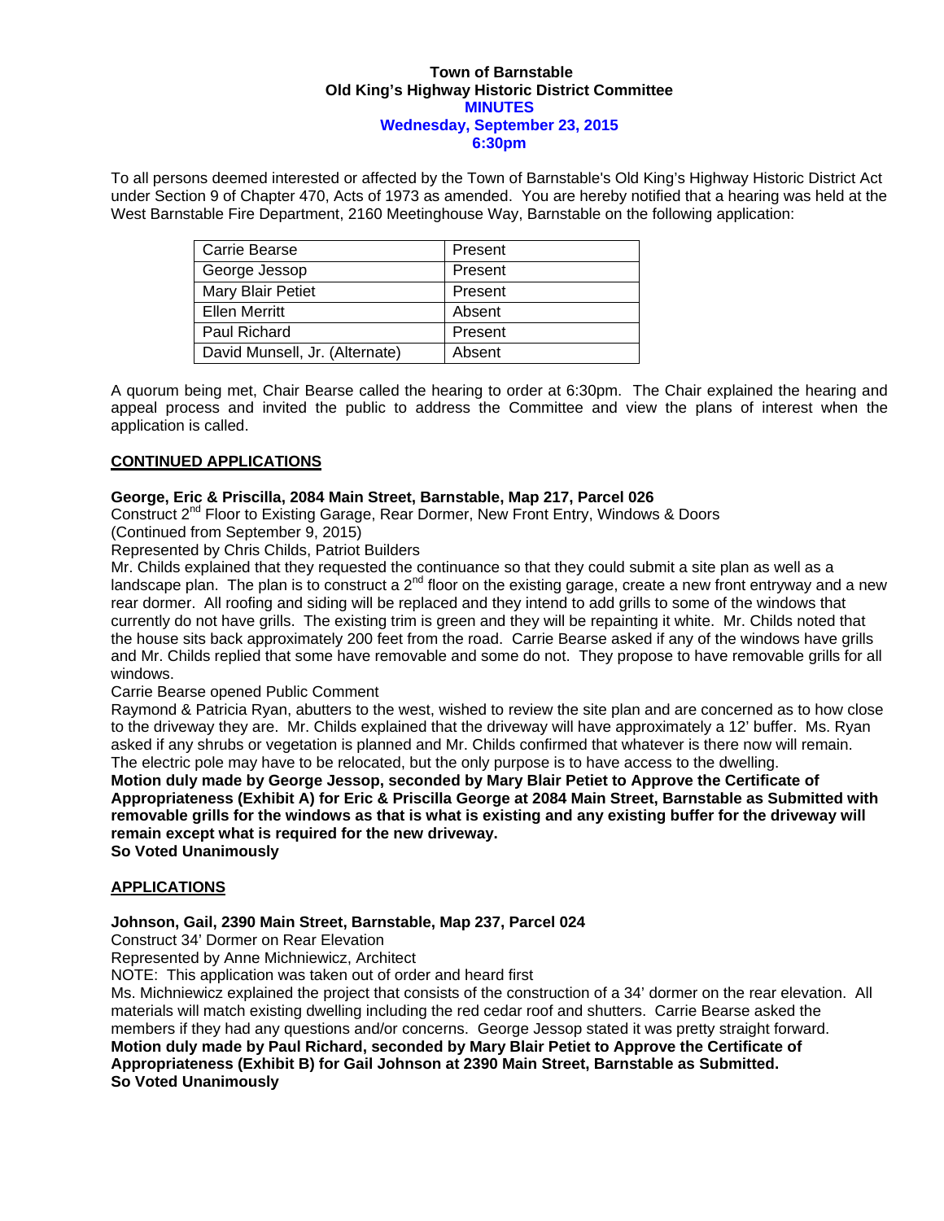**Town of Barnstable**
**Old King's Highway Historic District Committee**
**MINUTES**
**Wednesday, September 23, 2015**
**6:30pm**

To all persons deemed interested or affected by the Town of Barnstable's Old King's Highway Historic District Act under Section 9 of Chapter 470, Acts of 1973 as amended. You are hereby notified that a hearing was held at the West Barnstable Fire Department, 2160 Meetinghouse Way, Barnstable on the following application:

| | |
|---|---|
| Carrie Bearse | Present |
| George Jessop | Present |
| Mary Blair Petiet | Present |
| Ellen Merritt | Absent |
| Paul Richard | Present |
| David Munsell, Jr. (Alternate) | Absent |

A quorum being met, Chair Bearse called the hearing to order at 6:30pm. The Chair explained the hearing and appeal process and invited the public to address the Committee and view the plans of interest when the application is called.

**CONTINUED APPLICATIONS**

**George, Eric & Priscilla, 2084 Main Street, Barnstable, Map 217, Parcel 026**
Construct 2nd Floor to Existing Garage, Rear Dormer, New Front Entry, Windows & Doors
(Continued from September 9, 2015)
Represented by Chris Childs, Patriot Builders
Mr. Childs explained that they requested the continuance so that they could submit a site plan as well as a landscape plan. The plan is to construct a 2nd floor on the existing garage, create a new front entryway and a new rear dormer. All roofing and siding will be replaced and they intend to add grills to some of the windows that currently do not have grills. The existing trim is green and they will be repainting it white. Mr. Childs noted that the house sits back approximately 200 feet from the road. Carrie Bearse asked if any of the windows have grills and Mr. Childs replied that some have removable and some do not. They propose to have removable grills for all windows.
Carrie Bearse opened Public Comment
Raymond & Patricia Ryan, abutters to the west, wished to review the site plan and are concerned as to how close to the driveway they are. Mr. Childs explained that the driveway will have approximately a 12' buffer. Ms. Ryan asked if any shrubs or vegetation is planned and Mr. Childs confirmed that whatever is there now will remain. The electric pole may have to be relocated, but the only purpose is to have access to the dwelling.
**Motion duly made by George Jessop, seconded by Mary Blair Petiet to Approve the Certificate of Appropriateness (Exhibit A) for Eric & Priscilla George at 2084 Main Street, Barnstable as Submitted with removable grills for the windows as that is what is existing and any existing buffer for the driveway will remain except what is required for the new driveway.**
**So Voted Unanimously**

**APPLICATIONS**

**Johnson, Gail, 2390 Main Street, Barnstable, Map 237, Parcel 024**
Construct 34' Dormer on Rear Elevation
Represented by Anne Michniewicz, Architect
NOTE: This application was taken out of order and heard first
Ms. Michniewicz explained the project that consists of the construction of a 34' dormer on the rear elevation. All materials will match existing dwelling including the red cedar roof and shutters. Carrie Bearse asked the members if they had any questions and/or concerns. George Jessop stated it was pretty straight forward.
**Motion duly made by Paul Richard, seconded by Mary Blair Petiet to Approve the Certificate of Appropriateness (Exhibit B) for Gail Johnson at 2390 Main Street, Barnstable as Submitted.**
**So Voted Unanimously**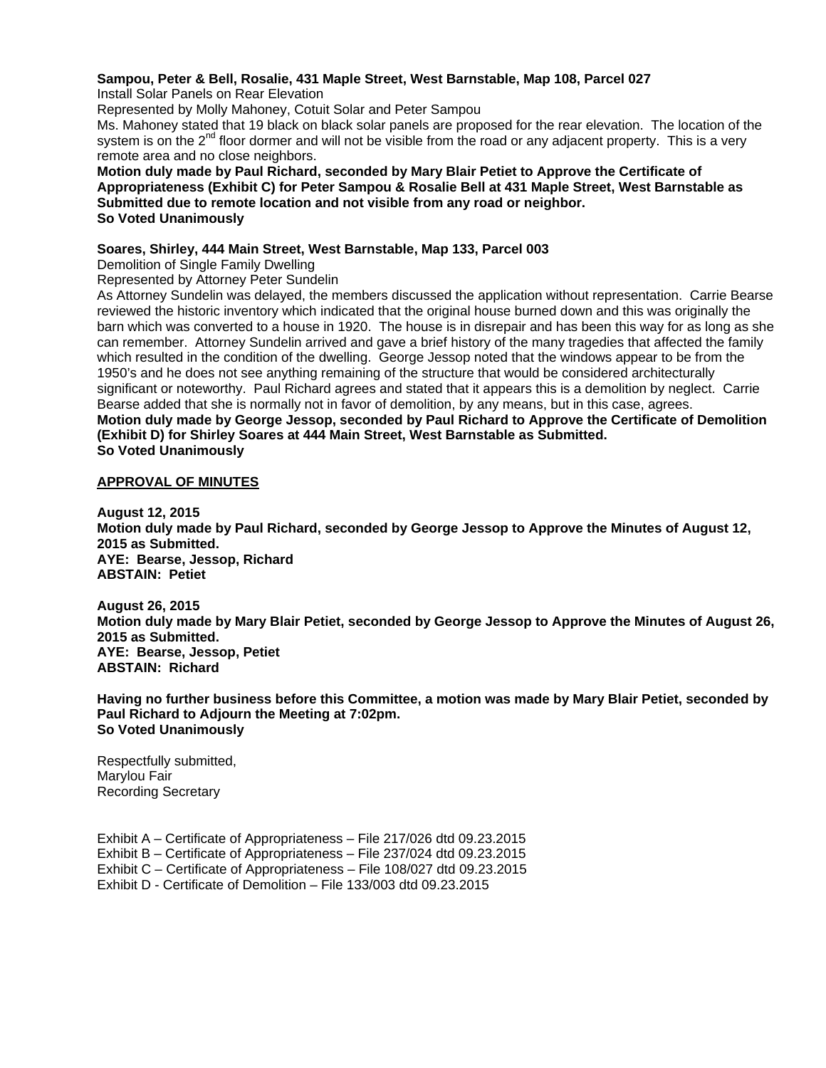**Sampou, Peter & Bell, Rosalie, 431 Maple Street, West Barnstable, Map 108, Parcel 027**

Install Solar Panels on Rear Elevation

Represented by Molly Mahoney, Cotuit Solar and Peter Sampou

Ms. Mahoney stated that 19 black on black solar panels are proposed for the rear elevation. The location of the system is on the 2nd floor dormer and will not be visible from the road or any adjacent property. This is a very remote area and no close neighbors.

**Motion duly made by Paul Richard, seconded by Mary Blair Petiet to Approve the Certificate of Appropriateness (Exhibit C) for Peter Sampou & Rosalie Bell at 431 Maple Street, West Barnstable as Submitted due to remote location and not visible from any road or neighbor.**
**So Voted Unanimously**

**Soares, Shirley, 444 Main Street, West Barnstable, Map 133, Parcel 003**

Demolition of Single Family Dwelling

Represented by Attorney Peter Sundelin

As Attorney Sundelin was delayed, the members discussed the application without representation. Carrie Bearse reviewed the historic inventory which indicated that the original house burned down and this was originally the barn which was converted to a house in 1920. The house is in disrepair and has been this way for as long as she can remember. Attorney Sundelin arrived and gave a brief history of the many tragedies that affected the family which resulted in the condition of the dwelling. George Jessop noted that the windows appear to be from the 1950's and he does not see anything remaining of the structure that would be considered architecturally significant or noteworthy. Paul Richard agrees and stated that it appears this is a demolition by neglect. Carrie Bearse added that she is normally not in favor of demolition, by any means, but in this case, agrees.

**Motion duly made by George Jessop, seconded by Paul Richard to Approve the Certificate of Demolition (Exhibit D) for Shirley Soares at 444 Main Street, West Barnstable as Submitted.**
**So Voted Unanimously**

**APPROVAL OF MINUTES**

**August 12, 2015**
**Motion duly made by Paul Richard, seconded by George Jessop to Approve the Minutes of August 12, 2015 as Submitted.**
**AYE: Bearse, Jessop, Richard**
**ABSTAIN: Petiet**

**August 26, 2015**
**Motion duly made by Mary Blair Petiet, seconded by George Jessop to Approve the Minutes of August 26, 2015 as Submitted.**
**AYE: Bearse, Jessop, Petiet**
**ABSTAIN: Richard**

**Having no further business before this Committee, a motion was made by Mary Blair Petiet, seconded by Paul Richard to Adjourn the Meeting at 7:02pm.**
**So Voted Unanimously**

Respectfully submitted,
Marylou Fair
Recording Secretary

Exhibit A – Certificate of Appropriateness – File 217/026 dtd 09.23.2015
Exhibit B – Certificate of Appropriateness – File 237/024 dtd 09.23.2015
Exhibit C – Certificate of Appropriateness – File 108/027 dtd 09.23.2015
Exhibit D - Certificate of Demolition – File 133/003 dtd 09.23.2015